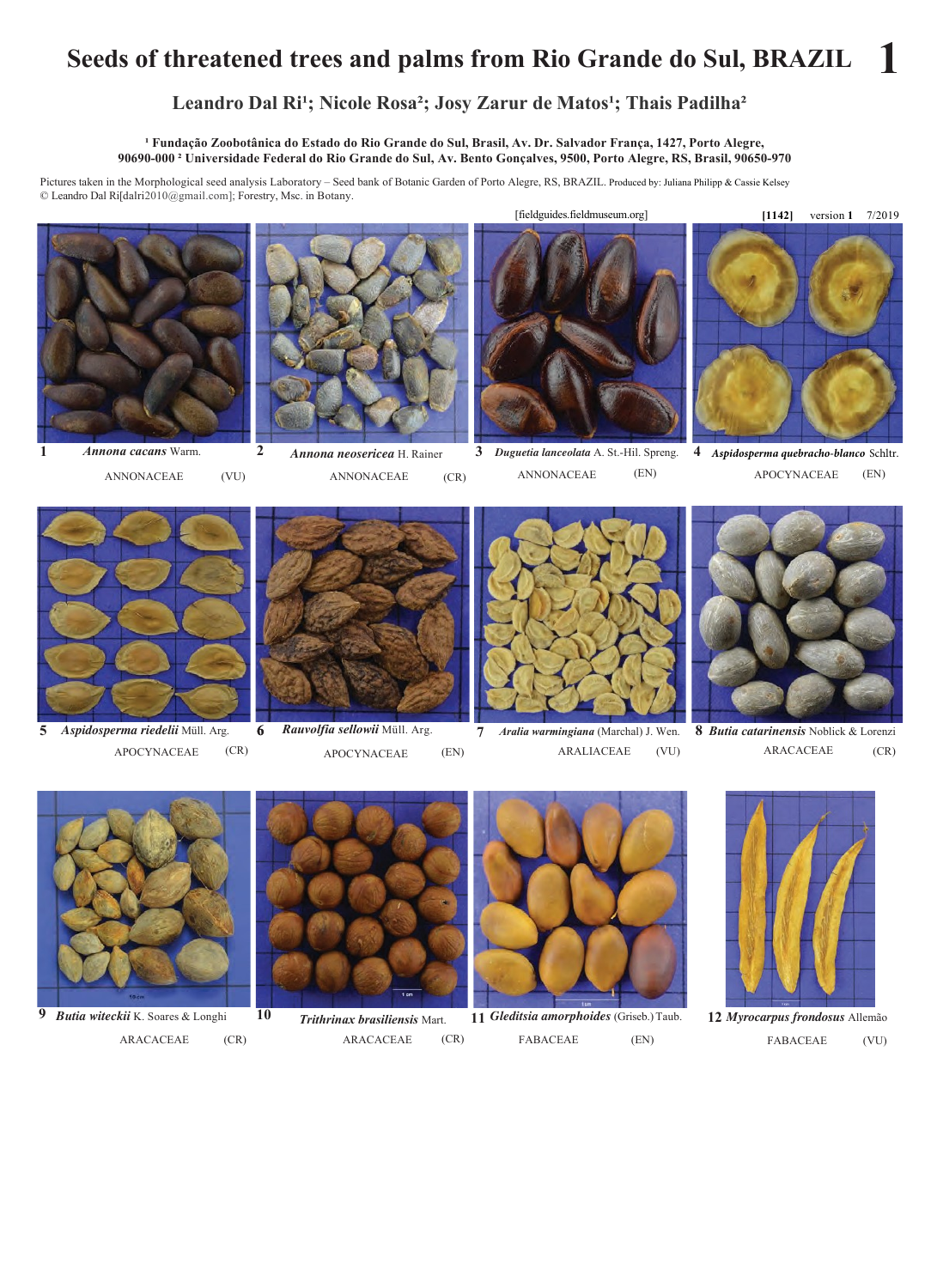# Seeds of threatened trees and palms from Rio Grande do Sul, BRAZIL

## Leandro Dal Ri[1]; Nicole Rosa[2]; Josy Zarur de Matos[1]; Thais Padilha[2]

[1] Fundação Zoobotânica do Estado do Rio Grande do Sul, Brasil, Av. Dr. Salvador França, 1427, Porto Alegre, 90690-000 [2] Universidade Federal do Rio Grande do Sul, Av. Bento Gonçalves, 9500, Porto Alegre, RS, Brasil, 90650-970

Pictures taken in the Morphological seed analysis Laboratory – Seed bank of Botanic Garden of Porto Alegre, RS, BRAZIL. Produced by: Juliana Philipp & Cassie Kelsey
© Leandro Dal Ri[dalri2010@gmail.com]; Forestry, Msc. in Botany.

[fieldguides.fieldmuseum.org] [1142] version 1 7/2019

1 ***Annona cacans*** Warm.
ANNONACEAE (VU)

2 ***Annona neosericea*** H. Rainer
ANNONACEAE (CR)

3 ***Duguetia lanceolata*** A. St.-Hil. Spreng.
ANNONACEAE (EN)

4 ***Aspidosperma quebracho-blanco*** Schltr.
APOCYNACEAE (EN)

5 ***Aspidosperma riedelii*** Müll. Arg.
APOCYNACEAE (CR)

6 ***Rauvolfia sellowii*** Müll. Arg.
APOCYNACEAE (EN)

7 ***Aralia warmingiana*** (Marchal) J. Wen.
ARALIACEAE (VU)

8 ***Butia catarinensis*** Noblick & Lorenzi
ARACACEAE (CR)

9 ***Butia witeckii*** K. Soares & Longhi
ARACACEAE (CR)

10 ***Trithrinax brasiliensis*** Mart.
ARACACEAE (CR)

11 ***Gleditsia amorphoides*** (Griseb.) Taub.
FABACEAE (EN)

12 ***Myrocarpus frondosus*** Allemão
FABACEAE (VU)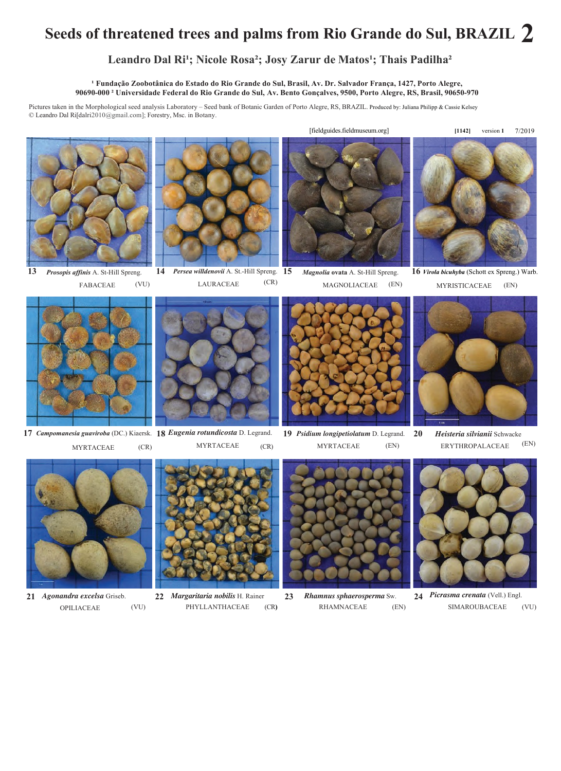# Seeds of threatened trees and palms from Rio Grande do Sul, BRAZIL 2

## Leandro Dal Ri[1]; Nicole Rosa[2]; Josy Zarur de Matos[1]; Thais Padilha[2]

[1] Fundação Zoobotânica do Estado do Rio Grande do Sul, Brasil, Av. Dr. Salvador França, 1427, Porto Alegre, 90690-000 [2] Universidade Federal do Rio Grande do Sul, Av. Bento Gonçalves, 9500, Porto Alegre, RS, Brasil, 90650-970

Pictures taken in the Morphological seed analysis Laboratory – Seed bank of Botanic Garden of Porto Alegre, RS, BRAZIL. Produced by: Juliana Philipp & Cassie Kelsey
© Leandro Dal Ri[dalri2010@gmail.com]; Forestry, Msc. in Botany.

[fieldguides.fieldmuseum.org] [1142] version 1 7/2019

13 ***Prosopis affinis*** A. St-Hill Spreng.
FABACEAE (VU)

14 ***Persea willdenovii*** A. St.-Hill Spreng.
LAURACEAE (CR)

15 ***Magnolia ovata*** A. St-Hill Spreng.
MAGNOLIACEAE (EN)

16 ***Virola bicuhyba*** (Schott ex Spreng.) Warb.
MYRISTICACEAE (EN)

17 ***Campomanesia guaviroba*** (DC.) Kiaersk.
MYRTACEAE (CR)

18 ***Eugenia rotundicosta*** D. Legrand.
MYRTACEAE (CR)

19 ***Psidium longipetiolatum*** D. Legrand.
MYRTACEAE (EN)

20 ***Heisteria silvianii*** Schwacke
ERYTHROPALACEAE (EN)

21 ***Agonandra excelsa*** Griseb.
OPILIACEAE (VU)

22 ***Margaritaria nobilis*** H. Rainer
PHYLLANTHACEAE (CR)

23 ***Rhamnus sphaerosperma*** Sw.
RHAMNACEAE (EN)

24 ***Picrasma crenata*** (Vell.) Engl.
SIMAROUBACEAE (VU)